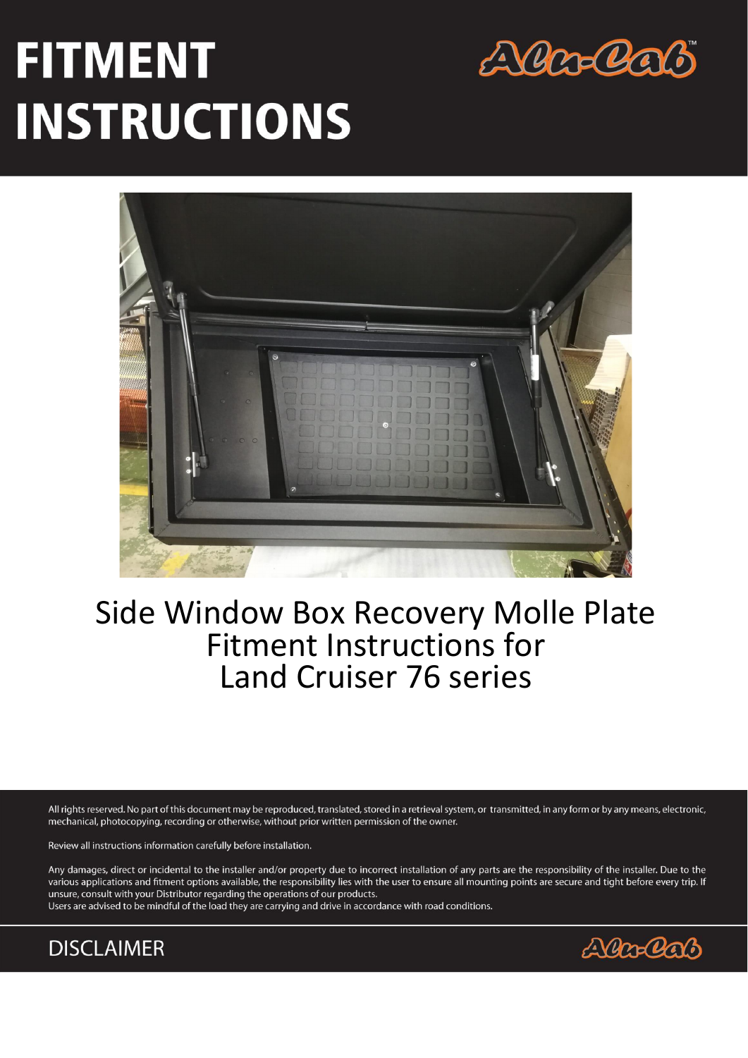# FITMENT INSTRUCTIONS

Alu-Cab™

Side Window Box Recovery Molle Plate
Fitment Instructions for
Land Cruiser 76 series

All rights reserved. No part of this document may be reproduced, translated, stored in a retrieval system, or transmitted, in any form or by any means, electronic, mechanical, photocopying, recording or otherwise, without prior written permission of the owner.

Review all instructions information carefully before installation.

Any damages, direct or incidental to the installer and/or property due to incorrect installation of any parts are the responsibility of the installer. Due to the various applications and fitment options available, the responsibility lies with the user to ensure all mounting points are secure and tight before every trip. If unsure, consult with your Distributor regarding the operations of our products.
Users are advised to be mindful of the load they are carrying and drive in accordance with road conditions.

## DISCLAIMER

Alu-Cab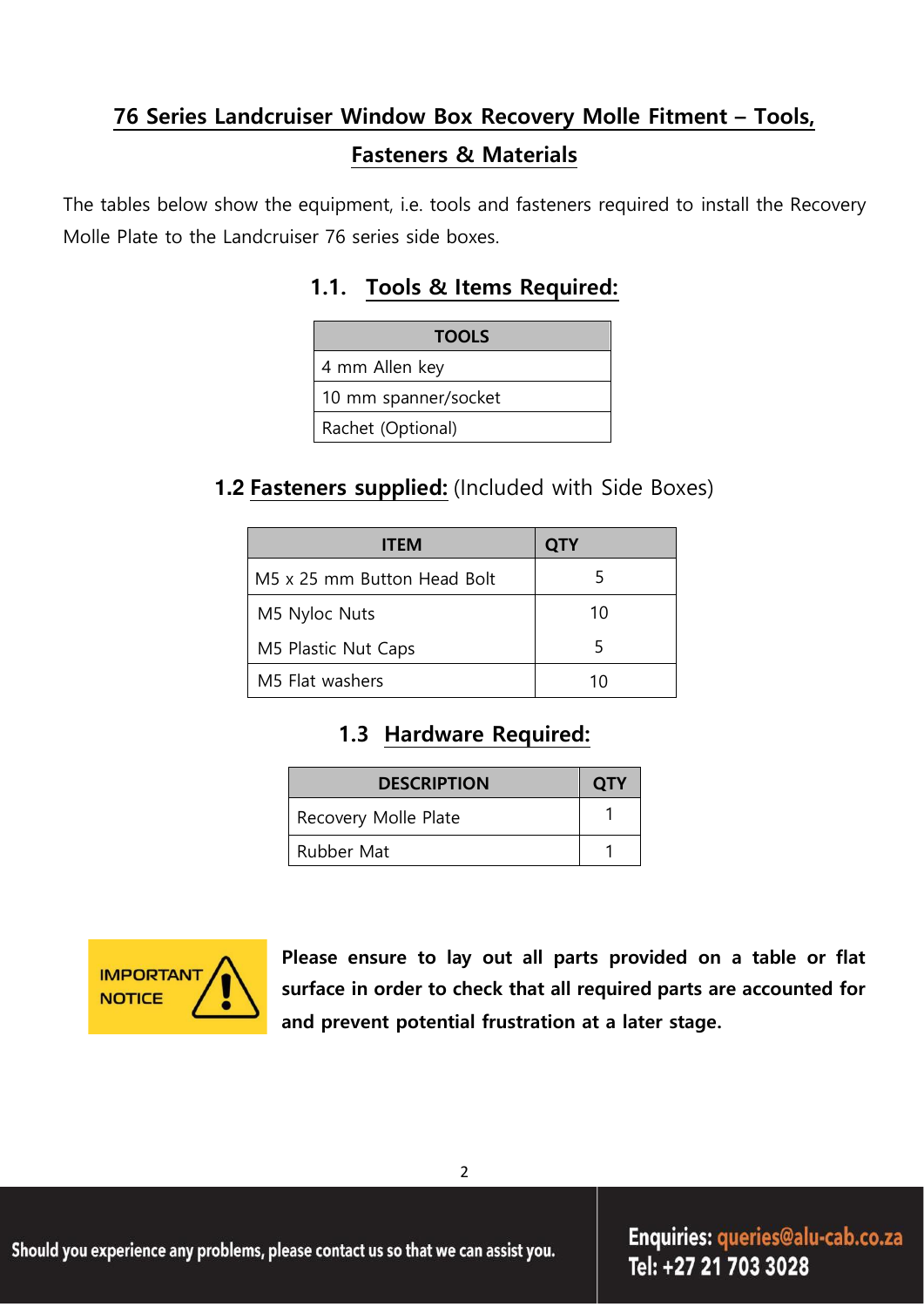# 76 Series Landcruiser Window Box Recovery Molle Fitment – Tools, Fasteners & Materials

The tables below show the equipment, i.e. tools and fasteners required to install the Recovery Molle Plate to the Landcruiser 76 series side boxes.

## 1.1. Tools & Items Required:

| TOOLS |
|---|
| 4 mm Allen key |
| 10 mm spanner/socket |
| Rachet (Optional) |

## 1.2 Fasteners supplied: (Included with Side Boxes)

| ITEM | QTY |
|---|---|
| M5 x 25 mm Button Head Bolt | 5 |
| M5 Nyloc Nuts | 10 |
| M5 Plastic Nut Caps | 5 |
| M5 Flat washers | 10 |

## 1.3 Hardware Required:

| DESCRIPTION | QTY |
|---|---|
| Recovery Molle Plate | 1 |
| Rubber Mat | 1 |

IMPORTANT NOTICE

**Please ensure to lay out all parts provided on a table or flat surface in order to check that all required parts are accounted for and prevent potential frustration at a later stage.**

Should you experience any problems, please contact us so that we can assist you.

Enquiries: queries@alu-cab.co.za
Tel: +27 21 703 3028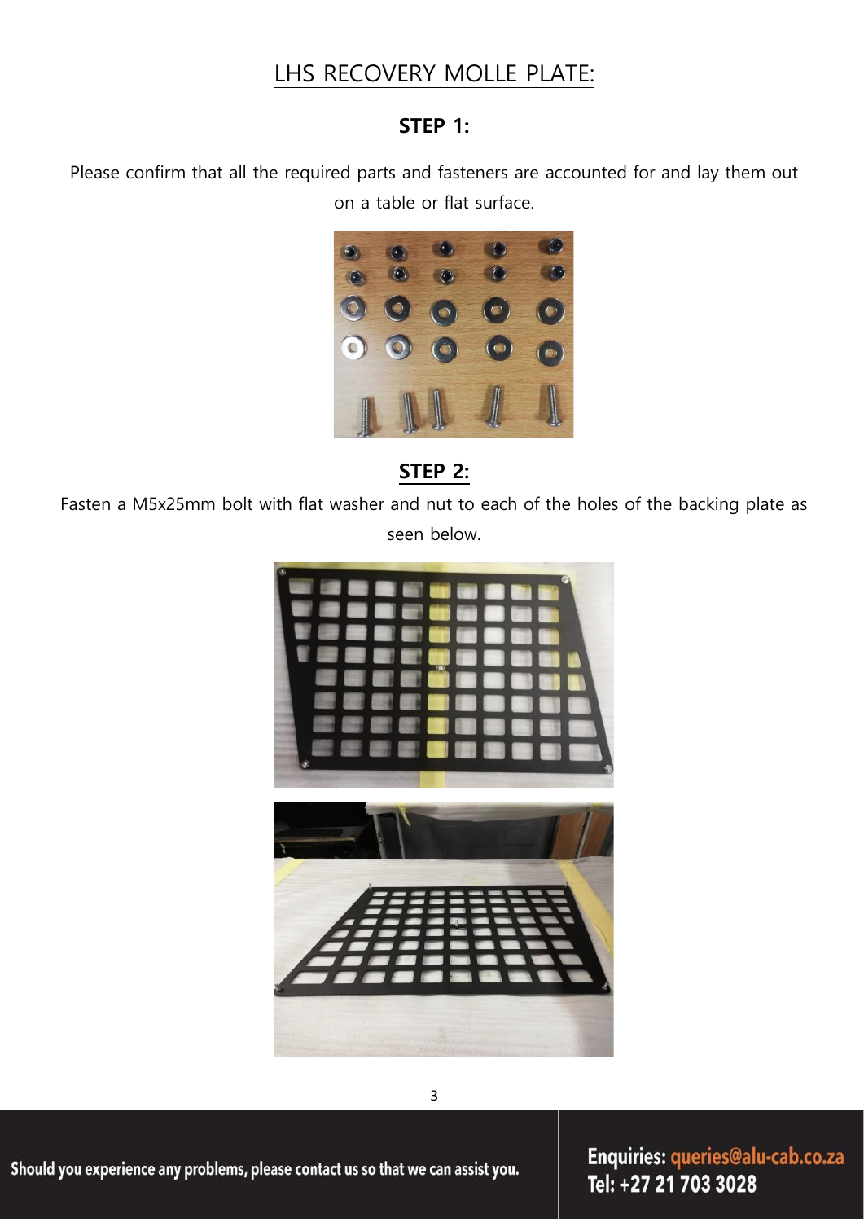# LHS RECOVERY MOLLE PLATE:

## STEP 1:

Please confirm that all the required parts and fasteners are accounted for and lay them out on a table or flat surface.

## STEP 2:

Fasten a M5x25mm bolt with flat washer and nut to each of the holes of the backing plate as seen below.

Should you experience any problems, please contact us so that we can assist you.

Enquiries: queries@alu-cab.co.za
Tel: +27 21 703 3028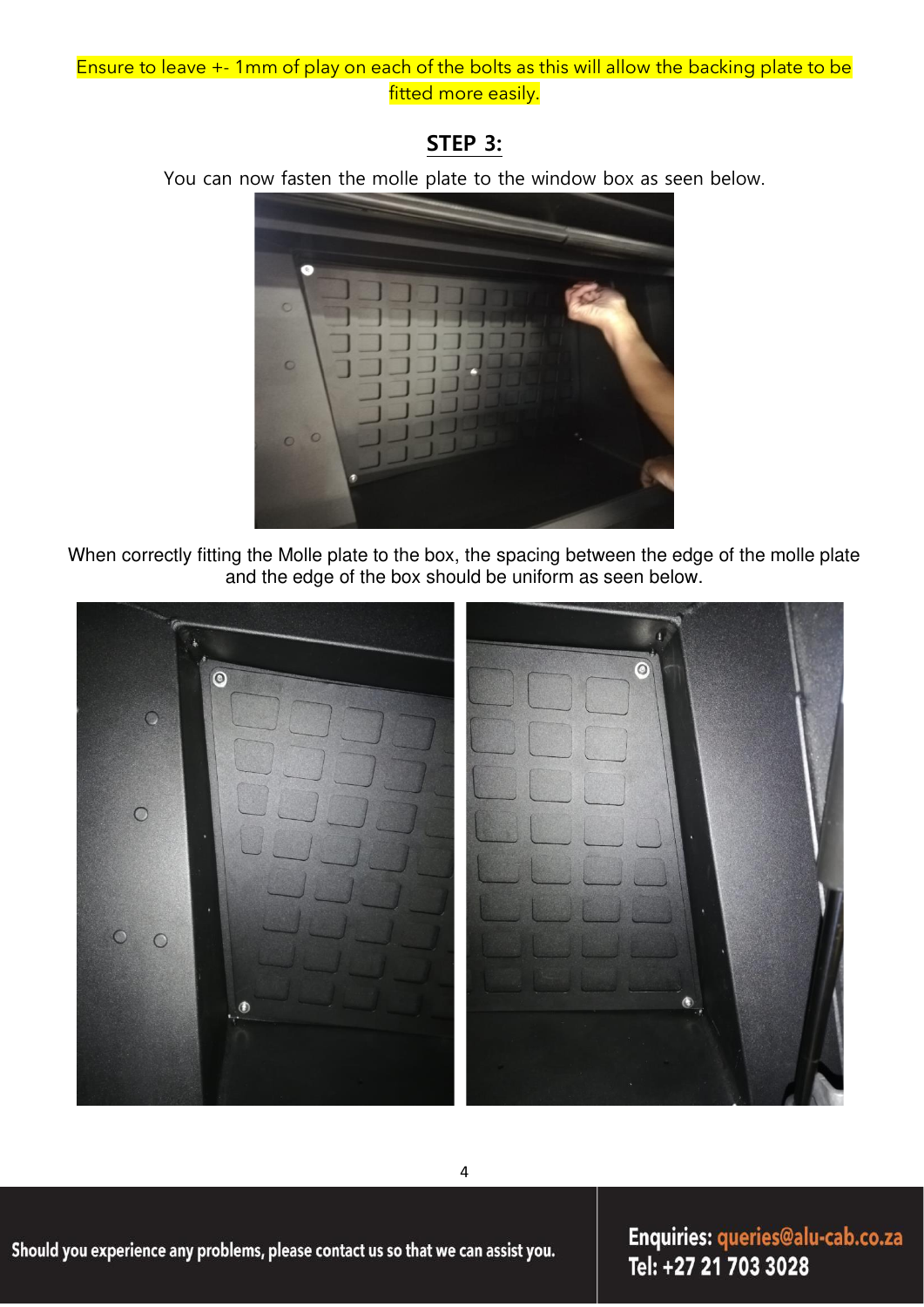Ensure to leave +- 1mm of play on each of the bolts as this will allow the backing plate to be fitted more easily.

## STEP 3:

You can now fasten the molle plate to the window box as seen below.

When correctly fitting the Molle plate to the box, the spacing between the edge of the molle plate and the edge of the box should be uniform as seen below.

Should you experience any problems, please contact us so that we can assist you.

**Enquiries:** queries@alu-cab.co.za
**Tel:** +27 21 703 3028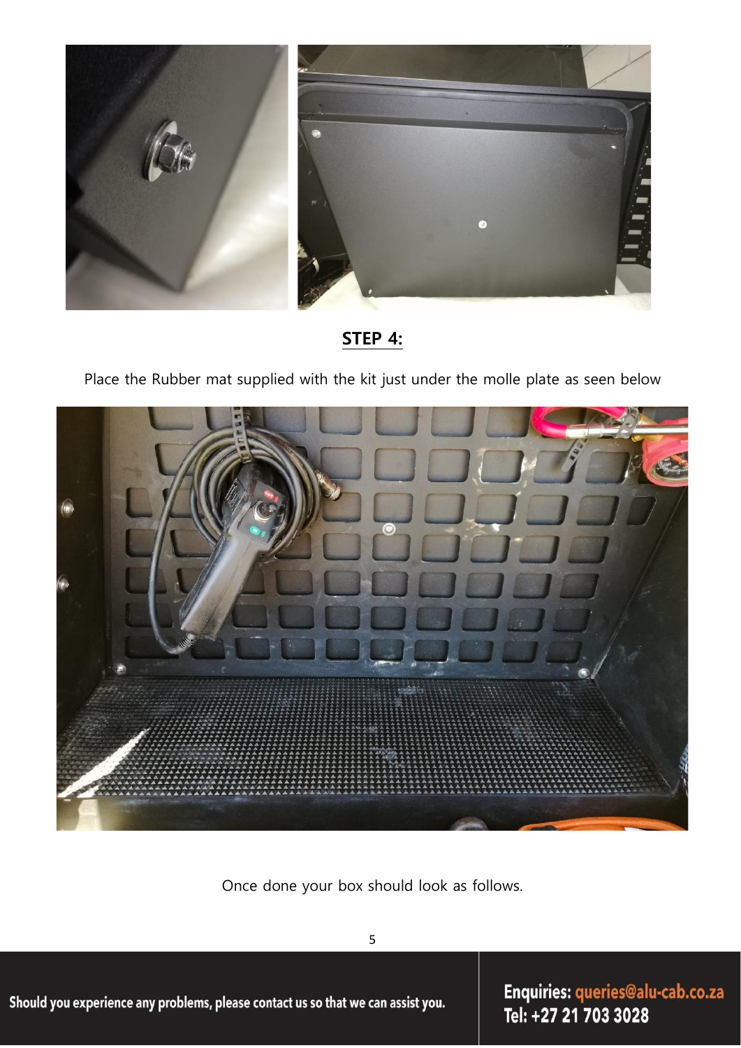## STEP 4:

Place the Rubber mat supplied with the kit just under the molle plate as seen below

Once done your box should look as follows.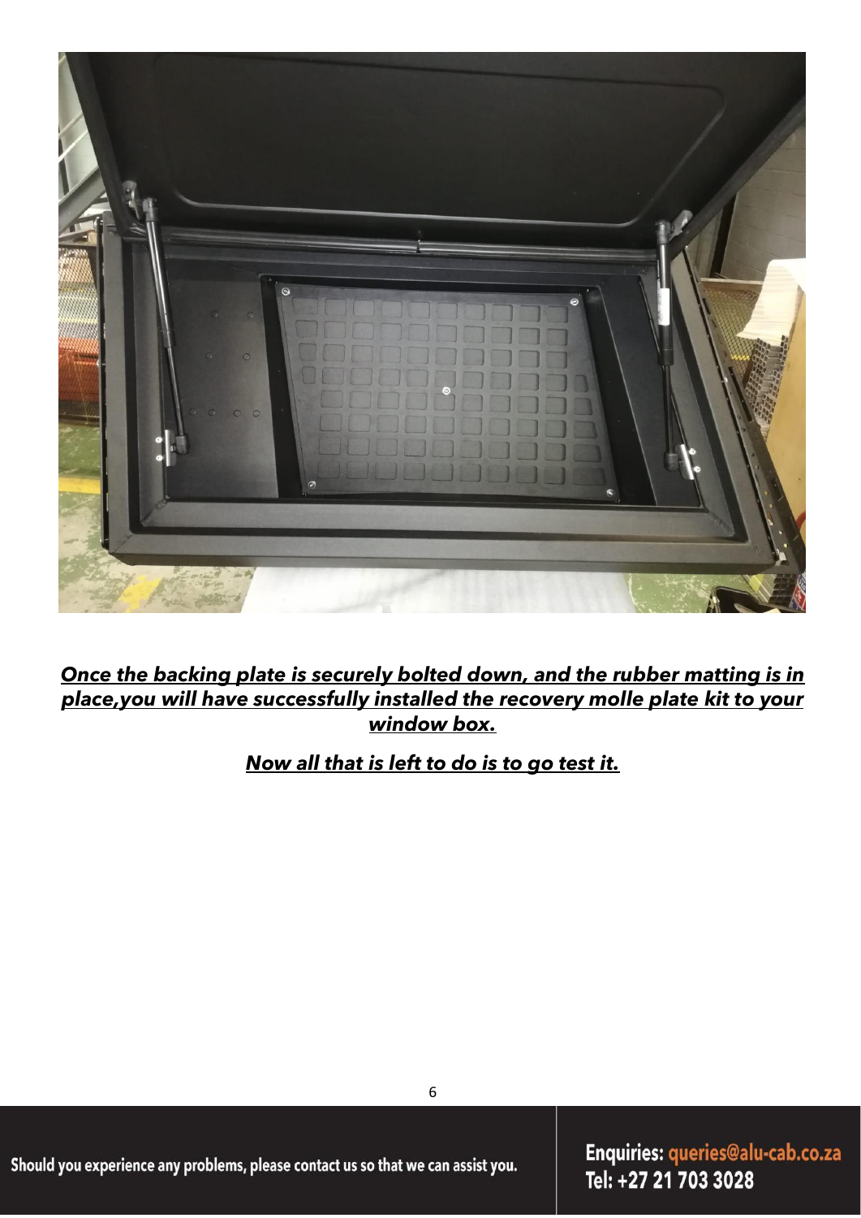***Once the backing plate is securely bolted down, and the rubber matting is in place,you will have successfully installed the recovery molle plate kit to your window box.***

***Now all that is left to do is to go test it.***

Should you experience any problems, please contact us so that we can assist you.

Enquiries: queries@alu-cab.co.za
Tel: +27 21 703 3028